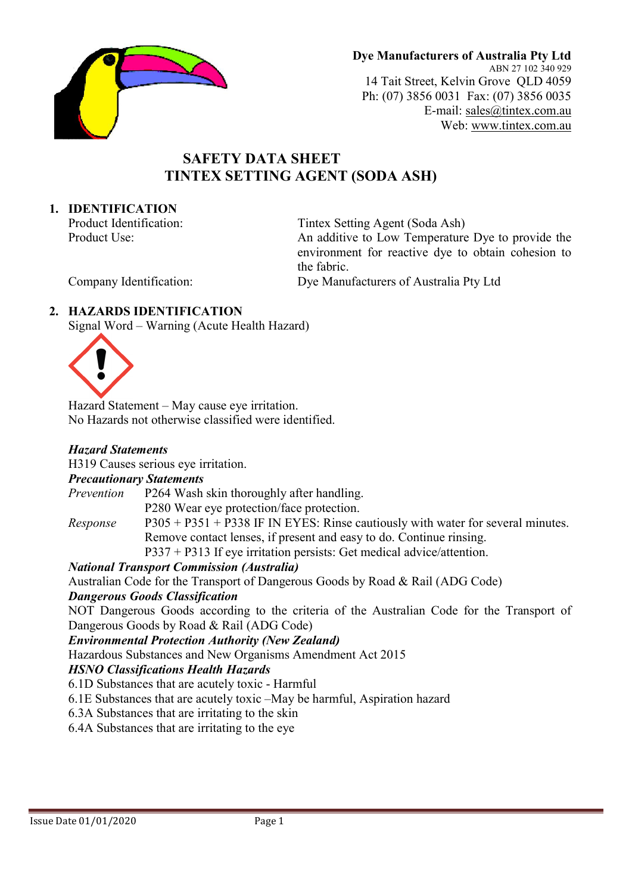**Dye Manufacturers of Australia Pty Ltd**
ABN 27 102 340 929
14 Tait Street, Kelvin Grove QLD 4059
Ph: (07) 3856 0031 Fax: (07) 3856 0035
E-mail: sales@tintex.com.au
Web: www.tintex.com.au

# SAFETY DATA SHEET
# TINTEX SETTING AGENT (SODA ASH)

## 1. IDENTIFICATION

| | |
|---|---|
| Product Identification: | Tintex Setting Agent (Soda Ash) |
| Product Use: | An additive to Low Temperature Dye to provide the environment for reactive dye to obtain cohesion to the fabric. |
| Company Identification: | Dye Manufacturers of Australia Pty Ltd |

## 2. HAZARDS IDENTIFICATION

Signal Word – Warning (Acute Health Hazard)

Hazard Statement – May cause eye irritation.
No Hazards not otherwise classified were identified.

***Hazard Statements***

H319 Causes serious eye irritation.

***Precautionary Statements***

*Prevention* P264 Wash skin thoroughly after handling.
P280 Wear eye protection/face protection.

*Response* P305 + P351 + P338 IF IN EYES: Rinse cautiously with water for several minutes. Remove contact lenses, if present and easy to do. Continue rinsing.
P337 + P313 If eye irritation persists: Get medical advice/attention.

***National Transport Commission (Australia)***

Australian Code for the Transport of Dangerous Goods by Road & Rail (ADG Code)

***Dangerous Goods Classification***

NOT Dangerous Goods according to the criteria of the Australian Code for the Transport of Dangerous Goods by Road & Rail (ADG Code)

***Environmental Protection Authority (New Zealand)***

Hazardous Substances and New Organisms Amendment Act 2015

***HSNO Classifications Health Hazards***

6.1D Substances that are acutely toxic - Harmful
6.1E Substances that are acutely toxic –May be harmful, Aspiration hazard
6.3A Substances that are irritating to the skin
6.4A Substances that are irritating to the eye

Issue Date 01/01/2020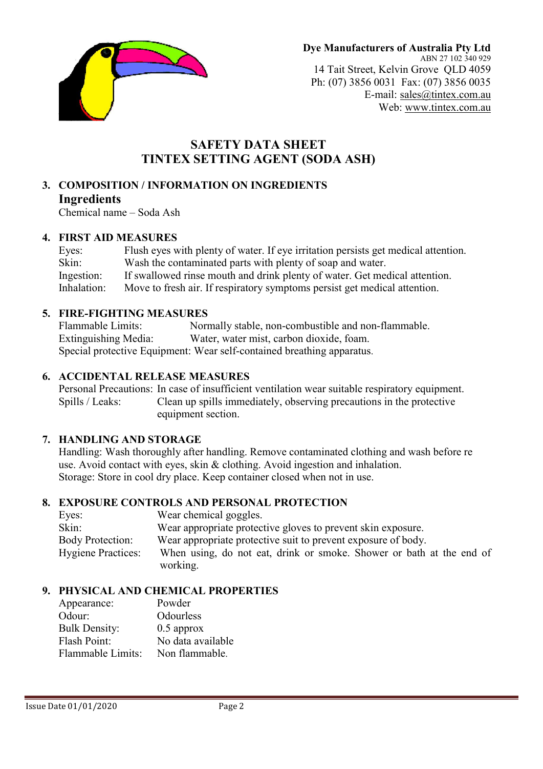**Dye Manufacturers of Australia Pty Ltd**
ABN 27 102 340 929
14 Tait Street, Kelvin Grove QLD 4059
Ph: (07) 3856 0031 Fax: (07) 3856 0035
E-mail: sales@tintex.com.au
Web: www.tintex.com.au

# SAFETY DATA SHEET
# TINTEX SETTING AGENT (SODA ASH)

## 3. COMPOSITION / INFORMATION ON INGREDIENTS

### Ingredients

Chemical name – Soda Ash

## 4. FIRST AID MEASURES

Eyes: Flush eyes with plenty of water. If eye irritation persists get medical attention.
Skin: Wash the contaminated parts with plenty of soap and water.
Ingestion: If swallowed rinse mouth and drink plenty of water. Get medical attention.
Inhalation: Move to fresh air. If respiratory symptoms persist get medical attention.

## 5. FIRE-FIGHTING MEASURES

Flammable Limits: Normally stable, non-combustible and non-flammable.
Extinguishing Media: Water, water mist, carbon dioxide, foam.
Special protective Equipment: Wear self-contained breathing apparatus.

## 6. ACCIDENTAL RELEASE MEASURES

Personal Precautions: In case of insufficient ventilation wear suitable respiratory equipment.
Spills / Leaks: Clean up spills immediately, observing precautions in the protective equipment section.

## 7. HANDLING AND STORAGE

Handling: Wash thoroughly after handling. Remove contaminated clothing and wash before re use. Avoid contact with eyes, skin & clothing. Avoid ingestion and inhalation.
Storage: Store in cool dry place. Keep container closed when not in use.

## 8. EXPOSURE CONTROLS AND PERSONAL PROTECTION

Eyes: Wear chemical goggles.
Skin: Wear appropriate protective gloves to prevent skin exposure.
Body Protection: Wear appropriate protective suit to prevent exposure of body.
Hygiene Practices: When using, do not eat, drink or smoke. Shower or bath at the end of working.

## 9. PHYSICAL AND CHEMICAL PROPERTIES

Appearance: Powder
Odour: Odourless
Bulk Density: 0.5 approx
Flash Point: No data available
Flammable Limits: Non flammable.

Issue Date 01/01/2020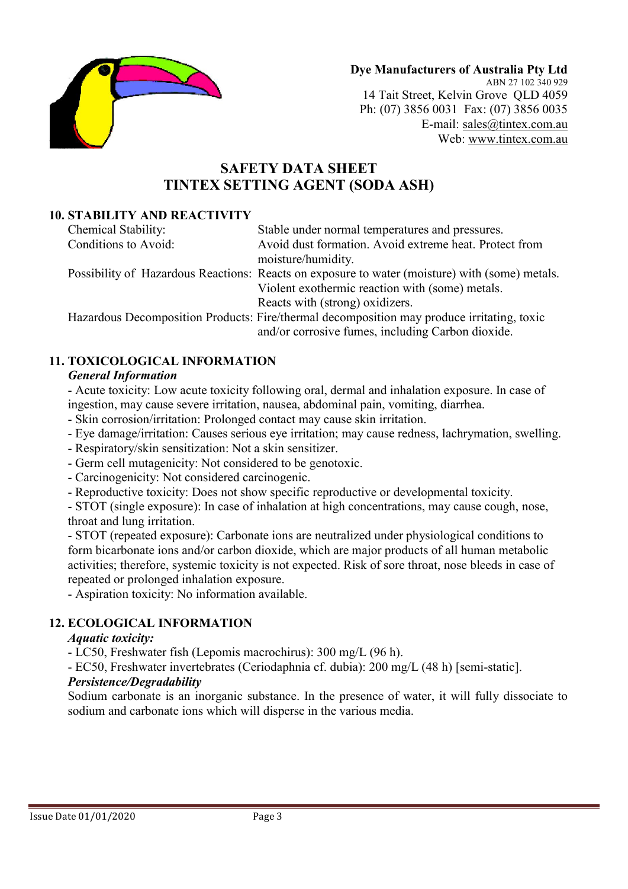**Dye Manufacturers of Australia Pty Ltd**
ABN 27 102 340 929
14 Tait Street, Kelvin Grove QLD 4059
Ph: (07) 3856 0031 Fax: (07) 3856 0035
E-mail: sales@tintex.com.au
Web: www.tintex.com.au

# SAFETY DATA SHEET
# TINTEX SETTING AGENT (SODA ASH)

## 10. STABILITY AND REACTIVITY

| | |
|---|---|
| Chemical Stability: | Stable under normal temperatures and pressures. |
| Conditions to Avoid: | Avoid dust formation. Avoid extreme heat. Protect from moisture/humidity. |
| Possibility of Hazardous Reactions: | Reacts on exposure to water (moisture) with (some) metals. Violent exothermic reaction with (some) metals. Reacts with (strong) oxidizers. |
| Hazardous Decomposition Products: | Fire/thermal decomposition may produce irritating, toxic and/or corrosive fumes, including Carbon dioxide. |

## 11. TOXICOLOGICAL INFORMATION

***General Information***

- Acute toxicity: Low acute toxicity following oral, dermal and inhalation exposure. In case of ingestion, may cause severe irritation, nausea, abdominal pain, vomiting, diarrhea.
- Skin corrosion/irritation: Prolonged contact may cause skin irritation.
- Eye damage/irritation: Causes serious eye irritation; may cause redness, lachrymation, swelling.
- Respiratory/skin sensitization: Not a skin sensitizer.
- Germ cell mutagenicity: Not considered to be genotoxic.
- Carcinogenicity: Not considered carcinogenic.
- Reproductive toxicity: Does not show specific reproductive or developmental toxicity.
- STOT (single exposure): In case of inhalation at high concentrations, may cause cough, nose, throat and lung irritation.
- STOT (repeated exposure): Carbonate ions are neutralized under physiological conditions to form bicarbonate ions and/or carbon dioxide, which are major products of all human metabolic activities; therefore, systemic toxicity is not expected. Risk of sore throat, nose bleeds in case of repeated or prolonged inhalation exposure.
- Aspiration toxicity: No information available.

## 12. ECOLOGICAL INFORMATION

***Aquatic toxicity:***

- LC50, Freshwater fish (Lepomis macrochirus): 300 mg/L (96 h).
- EC50, Freshwater invertebrates (Ceriodaphnia cf. dubia): 200 mg/L (48 h) [semi-static].

***Persistence/Degradability***

Sodium carbonate is an inorganic substance. In the presence of water, it will fully dissociate to sodium and carbonate ions which will disperse in the various media.

Issue Date 01/01/2020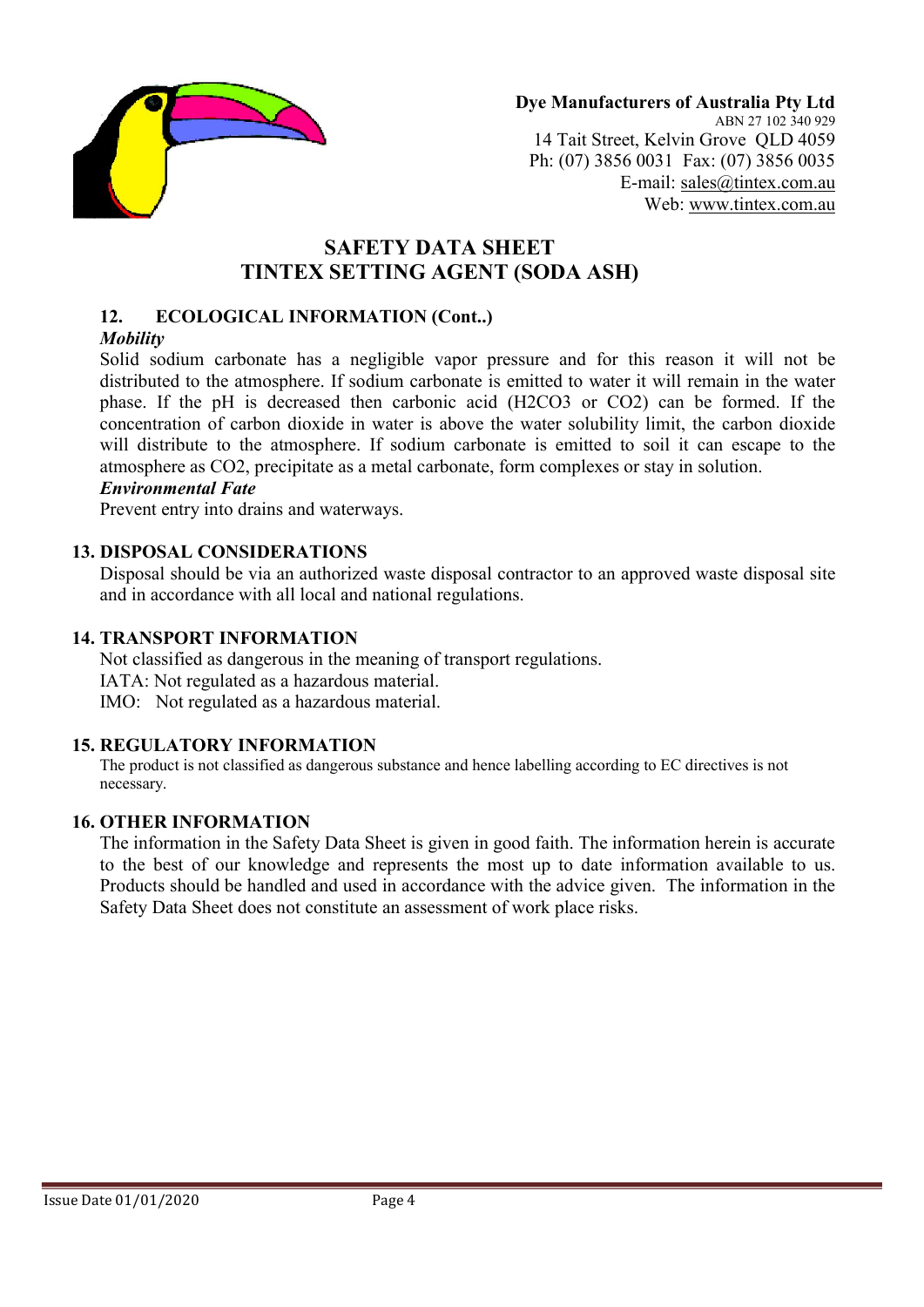Dye Manufacturers of Australia Pty Ltd
ABN 27 102 340 929
14 Tait Street, Kelvin Grove QLD 4059
Ph: (07) 3856 0031 Fax: (07) 3856 0035
E-mail: sales@tintex.com.au
Web: www.tintex.com.au

# SAFETY DATA SHEET
# TINTEX SETTING AGENT (SODA ASH)

## 12. ECOLOGICAL INFORMATION (Cont..)

***Mobility***

Solid sodium carbonate has a negligible vapor pressure and for this reason it will not be distributed to the atmosphere. If sodium carbonate is emitted to water it will remain in the water phase. If the pH is decreased then carbonic acid ($H_2CO_3$ or $CO_2$) can be formed. If the concentration of carbon dioxide in water is above the water solubility limit, the carbon dioxide will distribute to the atmosphere. If sodium carbonate is emitted to soil it can escape to the atmosphere as $CO_2$, precipitate as a metal carbonate, form complexes or stay in solution.

***Environmental Fate***

Prevent entry into drains and waterways.

## 13. DISPOSAL CONSIDERATIONS

Disposal should be via an authorized waste disposal contractor to an approved waste disposal site and in accordance with all local and national regulations.

## 14. TRANSPORT INFORMATION

Not classified as dangerous in the meaning of transport regulations.
IATA: Not regulated as a hazardous material.
IMO: Not regulated as a hazardous material.

## 15. REGULATORY INFORMATION

The product is not classified as dangerous substance and hence labelling according to EC directives is not necessary.

## 16. OTHER INFORMATION

The information in the Safety Data Sheet is given in good faith. The information herein is accurate to the best of our knowledge and represents the most up to date information available to us. Products should be handled and used in accordance with the advice given. The information in the Safety Data Sheet does not constitute an assessment of work place risks.

Issue Date 01/01/2020